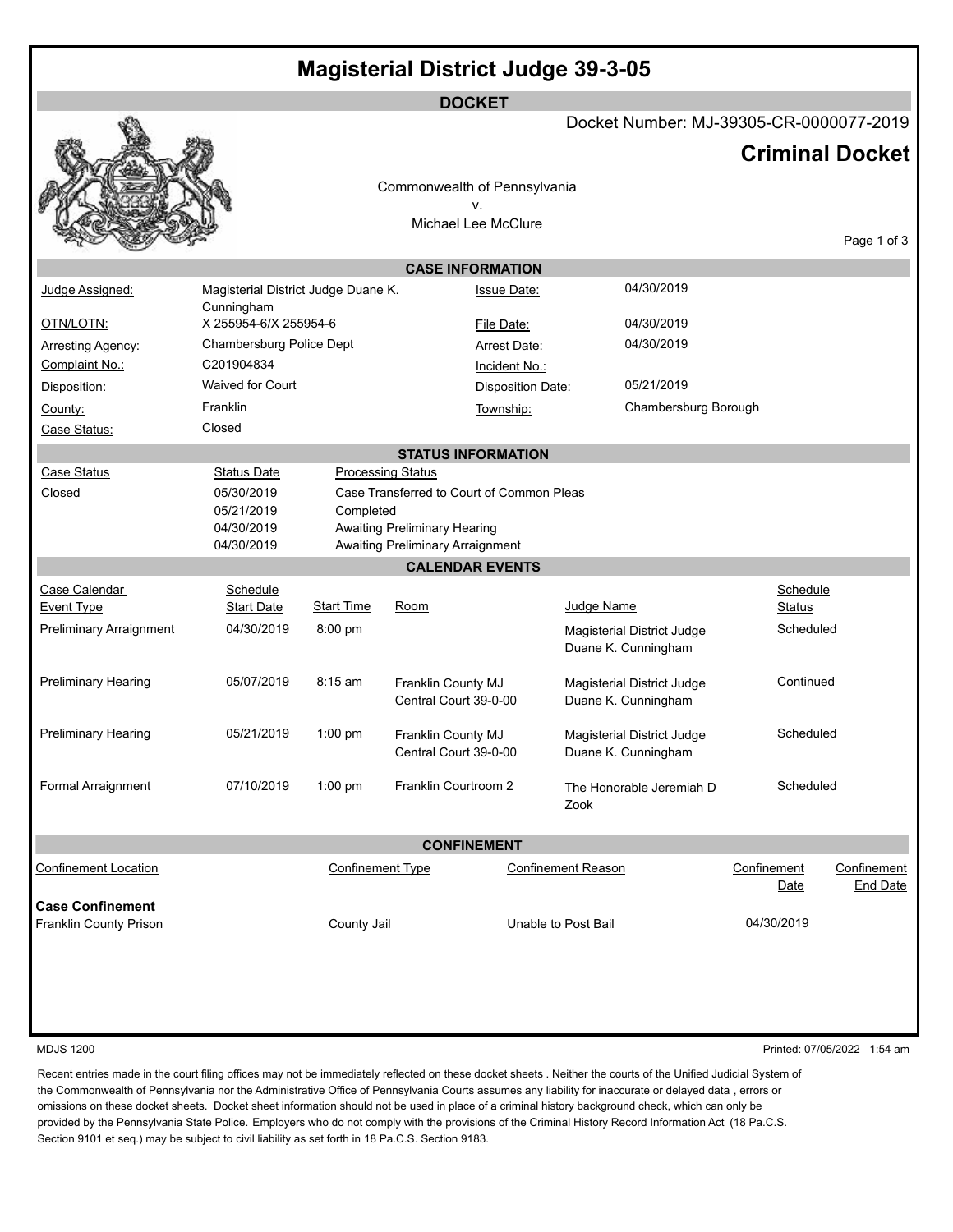# Magisterial District Judge 39-3-05

## DOCKET

Docket Number: MJ-39305-CR-0000077-2019

## Criminal Docket

Commonwealth of Pennsylvania
v.
Michael Lee McClure

### CASE INFORMATION

| | | | |
|---|---|---|---|
| Judge Assigned: | Magisterial District Judge Duane K. Cunningham | Issue Date: | 04/30/2019 |
| OTN/LOTN: | X 255954-6/X 255954-6 | File Date: | 04/30/2019 |
| Arresting Agency: | Chambersburg Police Dept | Arrest Date: | 04/30/2019 |
| Complaint No.: | C201904834 | Incident No.: | |
| Disposition: | Waived for Court | Disposition Date: | 05/21/2019 |
| County: | Franklin | Township: | Chambersburg Borough |
| Case Status: | Closed | | |

### STATUS INFORMATION

| Case Status | Status Date | Processing Status |
|---|---|---|
| Closed | 05/30/2019 | Case Transferred to Court of Common Pleas |
| | 05/21/2019 | Completed |
| | 04/30/2019 | Awaiting Preliminary Hearing |
| | 04/30/2019 | Awaiting Preliminary Arraignment |

### CALENDAR EVENTS

| Case Calendar Event Type | Schedule Start Date | Start Time | Room | Judge Name | Schedule Status |
|---|---|---|---|---|---|
| Preliminary Arraignment | 04/30/2019 | 8:00 pm | | Magisterial District Judge Duane K. Cunningham | Scheduled |
| Preliminary Hearing | 05/07/2019 | 8:15 am | Franklin County MJ Central Court 39-0-00 | Magisterial District Judge Duane K. Cunningham | Continued |
| Preliminary Hearing | 05/21/2019 | 1:00 pm | Franklin County MJ Central Court 39-0-00 | Magisterial District Judge Duane K. Cunningham | Scheduled |
| Formal Arraignment | 07/10/2019 | 1:00 pm | Franklin Courtroom 2 | The Honorable Jeremiah D Zook | Scheduled |

### CONFINEMENT

| Confinement Location | Confinement Type | Confinement Reason | Confinement Date | Confinement End Date |
|---|---|---|---|---|
| **Case Confinement** | | | | |
| Franklin County Prison | County Jail | Unable to Post Bail | 04/30/2019 | |

MDJS 1200

Printed: 07/05/2022 1:54 am

Recent entries made in the court filing offices may not be immediately reflected on these docket sheets . Neither the courts of the Unified Judicial System of the Commonwealth of Pennsylvania nor the Administrative Office of Pennsylvania Courts assumes any liability for inaccurate or delayed data , errors or omissions on these docket sheets. Docket sheet information should not be used in place of a criminal history background check, which can only be provided by the Pennsylvania State Police. Employers who do not comply with the provisions of the Criminal History Record Information Act (18 Pa.C.S. Section 9101 et seq.) may be subject to civil liability as set forth in 18 Pa.C.S. Section 9183.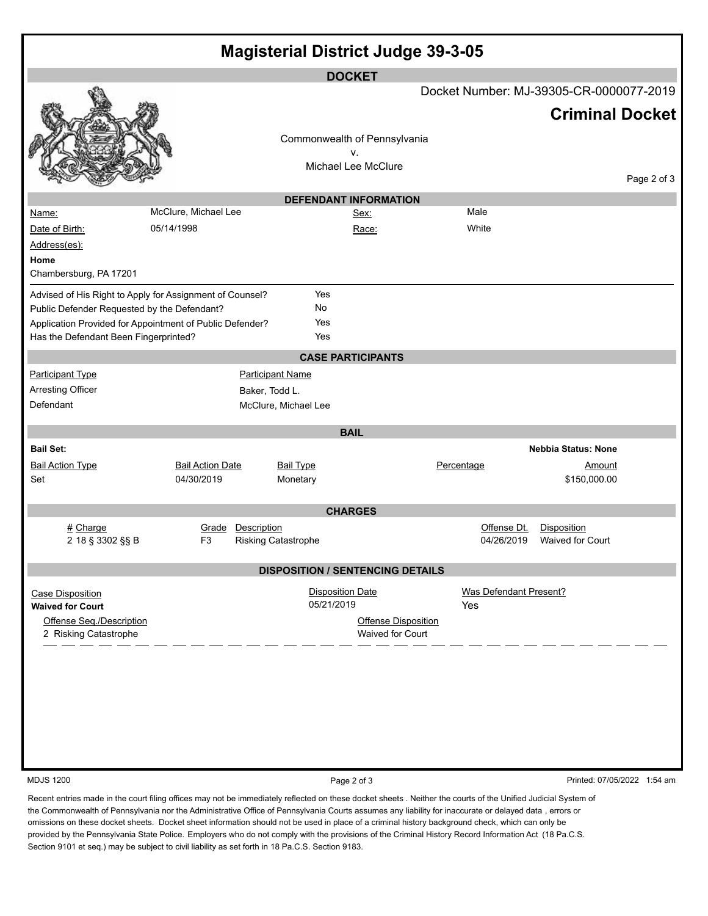# Magisterial District Judge 39-3-05

## DOCKET

Docket Number: MJ-39305-CR-0000077-2019

**Criminal Docket**

Commonwealth of Pennsylvania
v.
Michael Lee McClure

## DEFENDANT INFORMATION

| | | | |
|---|---|---|---|
| Name: | McClure, Michael Lee | Sex: | Male |
| Date of Birth: | 05/14/1998 | Race: | White |

Address(es):

**Home**
Chambersburg, PA 17201

| | |
|---|---|
| Advised of His Right to Apply for Assignment of Counsel? | Yes |
| Public Defender Requested by the Defendant? | No |
| Application Provided for Appointment of Public Defender? | Yes |
| Has the Defendant Been Fingerprinted? | Yes |

## CASE PARTICIPANTS

| Participant Type | Participant Name |
|---|---|
| Arresting Officer | Baker, Todd L. |
| Defendant | McClure, Michael Lee |

## BAIL

**Bail Set:** **Nebbia Status: None**

| Bail Action Type | Bail Action Date | Bail Type | Percentage | Amount |
|---|---|---|---|---|
| Set | 04/30/2019 | Monetary | | $150,000.00 |

## CHARGES

| # | Charge | Grade | Description | Offense Dt. | Disposition |
|---|---|---|---|---|---|
| 2 | 18 § 3302 §§ B | F3 | Risking Catastrophe | 04/26/2019 | Waived for Court |

## DISPOSITION / SENTENCING DETAILS

| Case Disposition | Disposition Date | Was Defendant Present? |
|---|---|---|
| **Waived for Court** | 05/21/2019 | Yes |

| Offense Seq./Description | Offense Disposition |
|---|---|
| 2 Risking Catastrophe | Waived for Court |

MDJS 1200 Printed: 07/05/2022 1:54 am

Recent entries made in the court filing offices may not be immediately reflected on these docket sheets . Neither the courts of the Unified Judicial System of the Commonwealth of Pennsylvania nor the Administrative Office of Pennsylvania Courts assumes any liability for inaccurate or delayed data , errors or omissions on these docket sheets. Docket sheet information should not be used in place of a criminal history background check, which can only be provided by the Pennsylvania State Police. Employers who do not comply with the provisions of the Criminal History Record Information Act (18 Pa.C.S. Section 9101 et seq.) may be subject to civil liability as set forth in 18 Pa.C.S. Section 9183.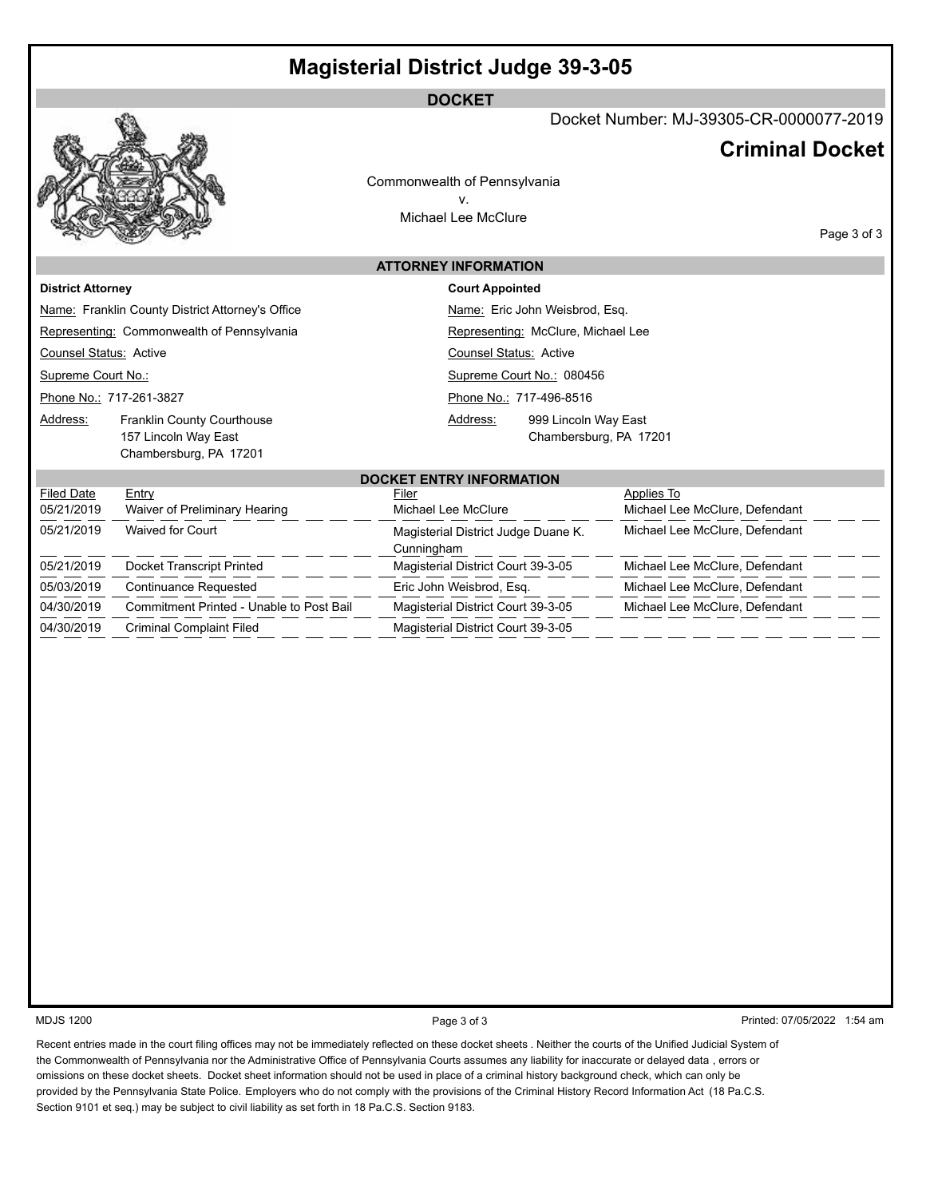# Magisterial District Judge 39-3-05

## DOCKET

Docket Number: MJ-39305-CR-0000077-2019

## Criminal Docket

Commonwealth of Pennsylvania
v.
Michael Lee McClure

### ATTORNEY INFORMATION

**District Attorney**

Name: Franklin County District Attorney's Office
Representing: Commonwealth of Pennsylvania
Counsel Status: Active
Supreme Court No.:
Phone No.: 717-261-3827
Address: Franklin County Courthouse
157 Lincoln Way East
Chambersburg, PA 17201

**Court Appointed**

Name: Eric John Weisbrod, Esq.
Representing: McClure, Michael Lee
Counsel Status: Active
Supreme Court No.: 080456
Phone No.: 717-496-8516
Address: 999 Lincoln Way East
Chambersburg, PA 17201

### DOCKET ENTRY INFORMATION

| Filed Date | Entry | Filer | Applies To |
|---|---|---|---|
| 05/21/2019 | Waiver of Preliminary Hearing | Michael Lee McClure | Michael Lee McClure, Defendant |
| 05/21/2019 | Waived for Court | Magisterial District Judge Duane K. Cunningham | Michael Lee McClure, Defendant |
| 05/21/2019 | Docket Transcript Printed | Magisterial District Court 39-3-05 | Michael Lee McClure, Defendant |
| 05/03/2019 | Continuance Requested | Eric John Weisbrod, Esq. | Michael Lee McClure, Defendant |
| 04/30/2019 | Commitment Printed - Unable to Post Bail | Magisterial District Court 39-3-05 | Michael Lee McClure, Defendant |
| 04/30/2019 | Criminal Complaint Filed | Magisterial District Court 39-3-05 | |

MDJS 1200

Printed: 07/05/2022 1:54 am

Recent entries made in the court filing offices may not be immediately reflected on these docket sheets . Neither the courts of the Unified Judicial System of the Commonwealth of Pennsylvania nor the Administrative Office of Pennsylvania Courts assumes any liability for inaccurate or delayed data , errors or omissions on these docket sheets. Docket sheet information should not be used in place of a criminal history background check, which can only be provided by the Pennsylvania State Police. Employers who do not comply with the provisions of the Criminal History Record Information Act (18 Pa.C.S. Section 9101 et seq.) may be subject to civil liability as set forth in 18 Pa.C.S. Section 9183.